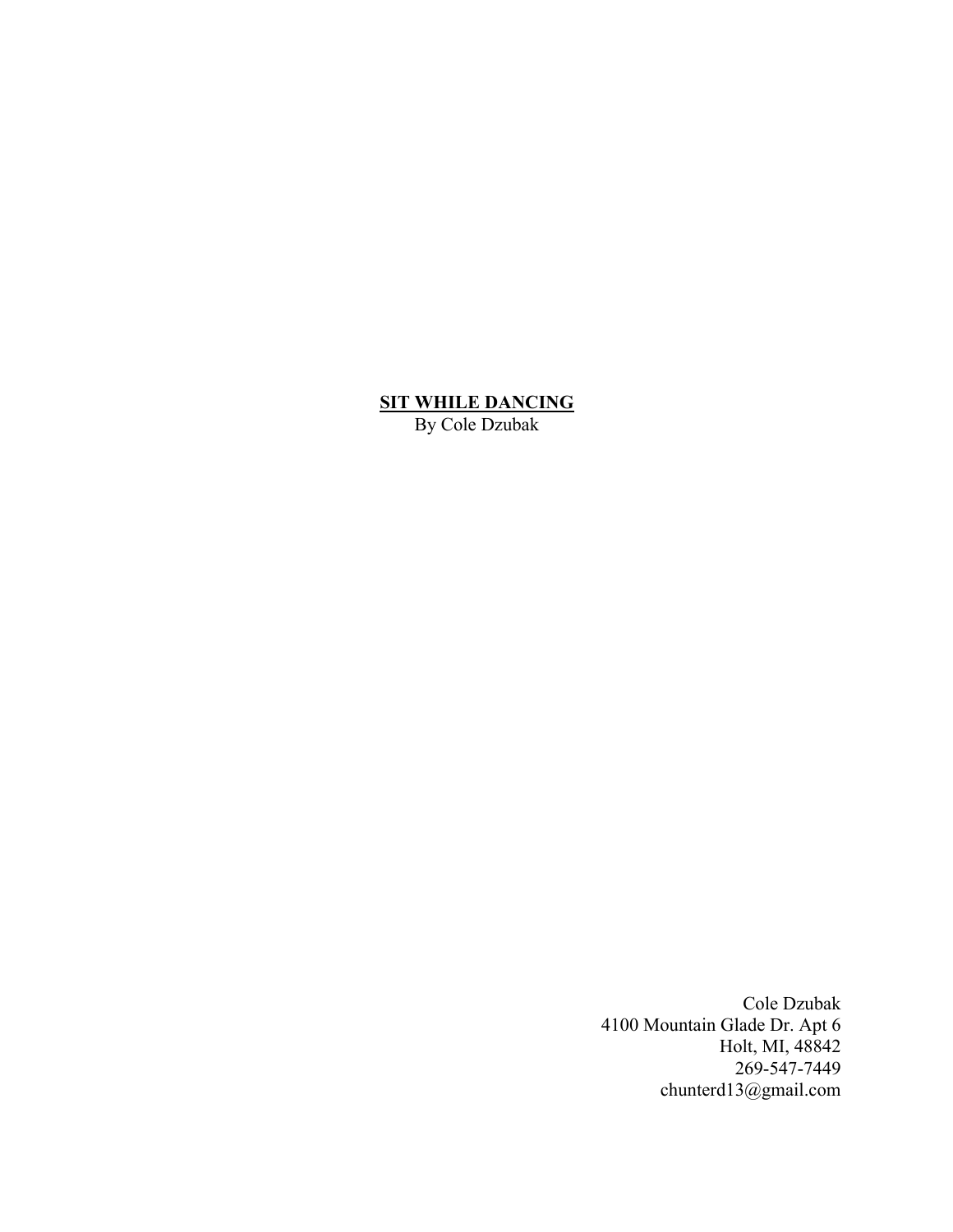**<u>SIT WHILE DANCING</u>**

By Cole Dzubak

Cole Dzubak
4100 Mountain Glade Dr. Apt 6
Holt, MI, 48842
269-547-7449
chunterd13@gmail.com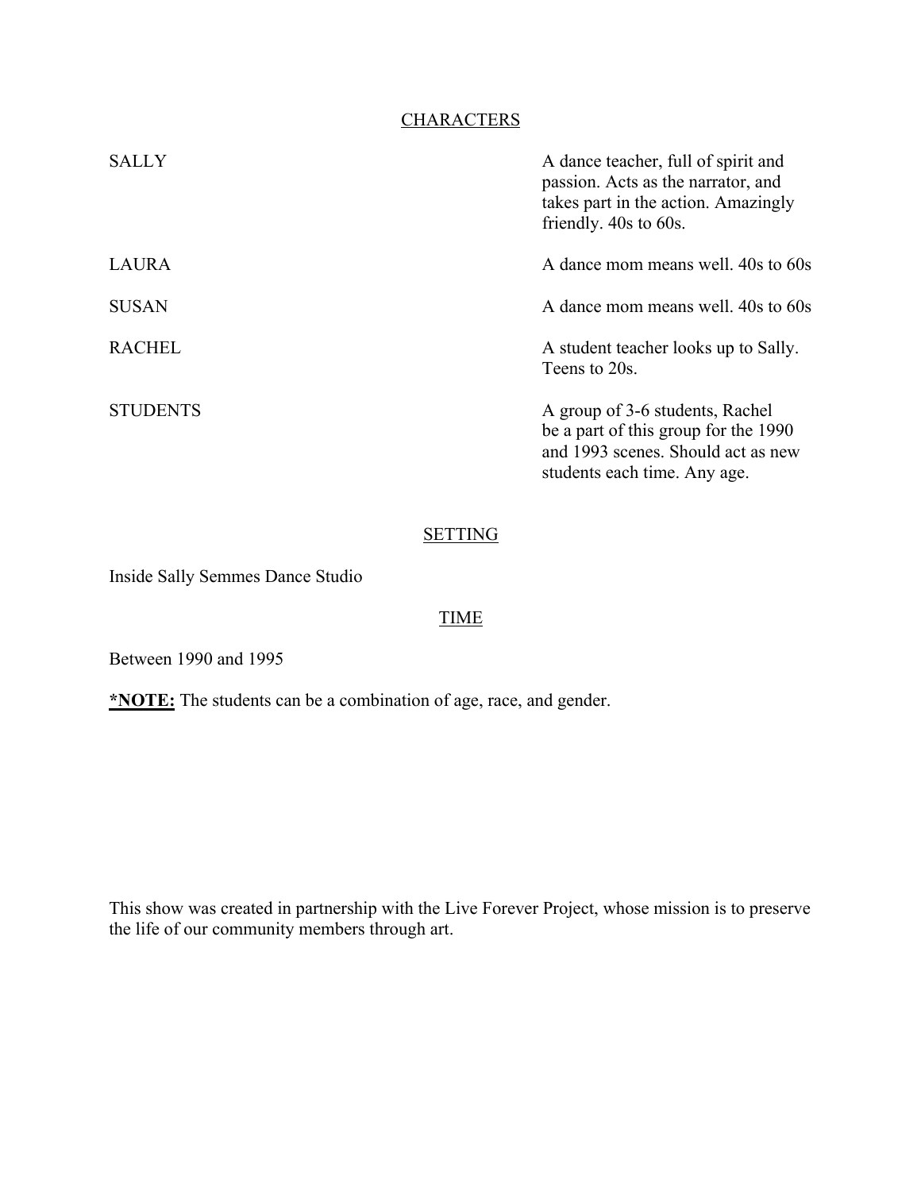## CHARACTERS

| | |
|---|---|
| SALLY | A dance teacher, full of spirit and passion. Acts as the narrator, and takes part in the action. Amazingly friendly. 40s to 60s. |
| LAURA | A dance mom means well. 40s to 60s |
| SUSAN | A dance mom means well. 40s to 60s |
| RACHEL | A student teacher looks up to Sally. Teens to 20s. |
| STUDENTS | A group of 3-6 students, Rachel be a part of this group for the 1990 and 1993 scenes. Should act as new students each time. Any age. |

## SETTING

Inside Sally Semmes Dance Studio

## TIME

Between 1990 and 1995

**\*NOTE:** The students can be a combination of age, race, and gender.

This show was created in partnership with the Live Forever Project, whose mission is to preserve the life of our community members through art.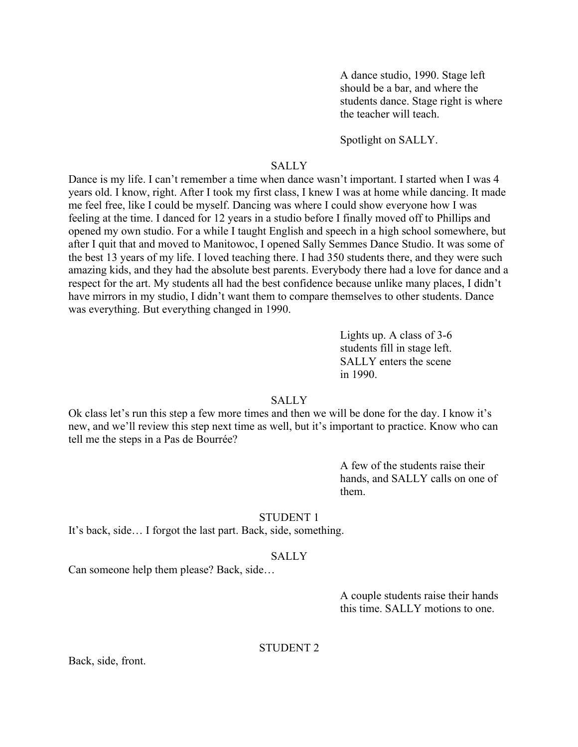A dance studio, 1990. Stage left should be a bar, and where the students dance. Stage right is where the teacher will teach.

Spotlight on SALLY.

SALLY

Dance is my life. I can't remember a time when dance wasn't important. I started when I was 4 years old. I know, right. After I took my first class, I knew I was at home while dancing. It made me feel free, like I could be myself. Dancing was where I could show everyone how I was feeling at the time. I danced for 12 years in a studio before I finally moved off to Phillips and opened my own studio. For a while I taught English and speech in a high school somewhere, but after I quit that and moved to Manitowoc, I opened Sally Semmes Dance Studio. It was some of the best 13 years of my life. I loved teaching there. I had 350 students there, and they were such amazing kids, and they had the absolute best parents. Everybody there had a love for dance and a respect for the art. My students all had the best confidence because unlike many places, I didn't have mirrors in my studio, I didn't want them to compare themselves to other students. Dance was everything. But everything changed in 1990.

Lights up. A class of 3-6 students fill in stage left. SALLY enters the scene in 1990.

SALLY

Ok class let's run this step a few more times and then we will be done for the day. I know it's new, and we'll review this step next time as well, but it's important to practice. Know who can tell me the steps in a Pas de Bourrée?

A few of the students raise their hands, and SALLY calls on one of them.

STUDENT 1

It's back, side… I forgot the last part. Back, side, something.

SALLY

Can someone help them please? Back, side…

A couple students raise their hands this time. SALLY motions to one.

STUDENT 2

Back, side, front.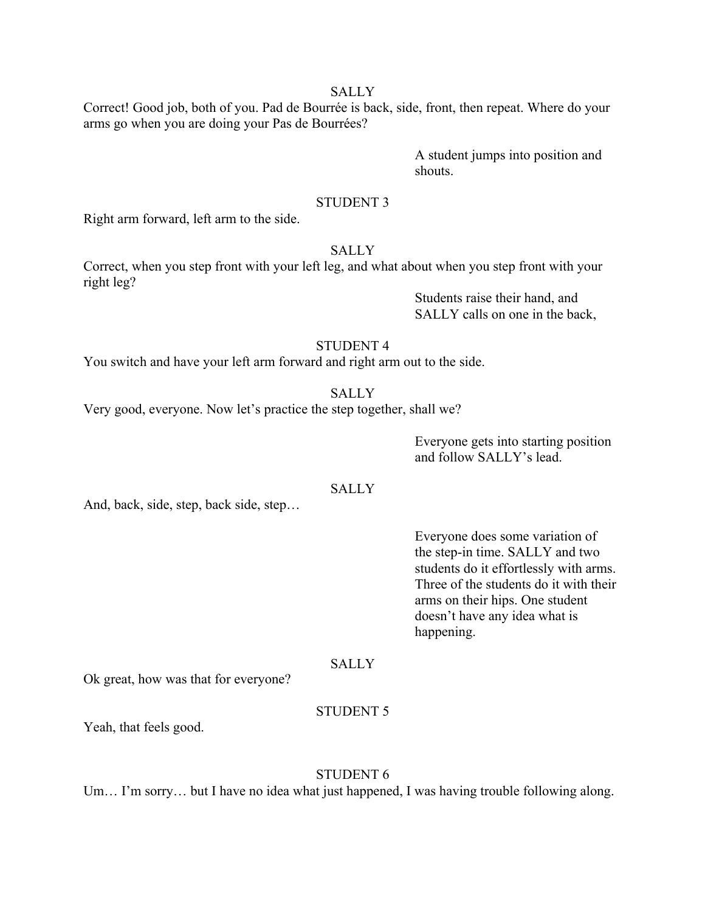SALLY

Correct! Good job, both of you. Pad de Bourrée is back, side, front, then repeat. Where do your arms go when you are doing your Pas de Bourrées?

A student jumps into position and shouts.

STUDENT 3

Right arm forward, left arm to the side.

SALLY

Correct, when you step front with your left leg, and what about when you step front with your right leg?

Students raise their hand, and SALLY calls on one in the back,

STUDENT 4

You switch and have your left arm forward and right arm out to the side.

SALLY

Very good, everyone. Now let's practice the step together, shall we?

Everyone gets into starting position and follow SALLY's lead.

SALLY

And, back, side, step, back side, step…

Everyone does some variation of the step-in time. SALLY and two students do it effortlessly with arms. Three of the students do it with their arms on their hips. One student doesn't have any idea what is happening.

SALLY

Ok great, how was that for everyone?

STUDENT 5

Yeah, that feels good.

STUDENT 6

Um… I'm sorry… but I have no idea what just happened, I was having trouble following along.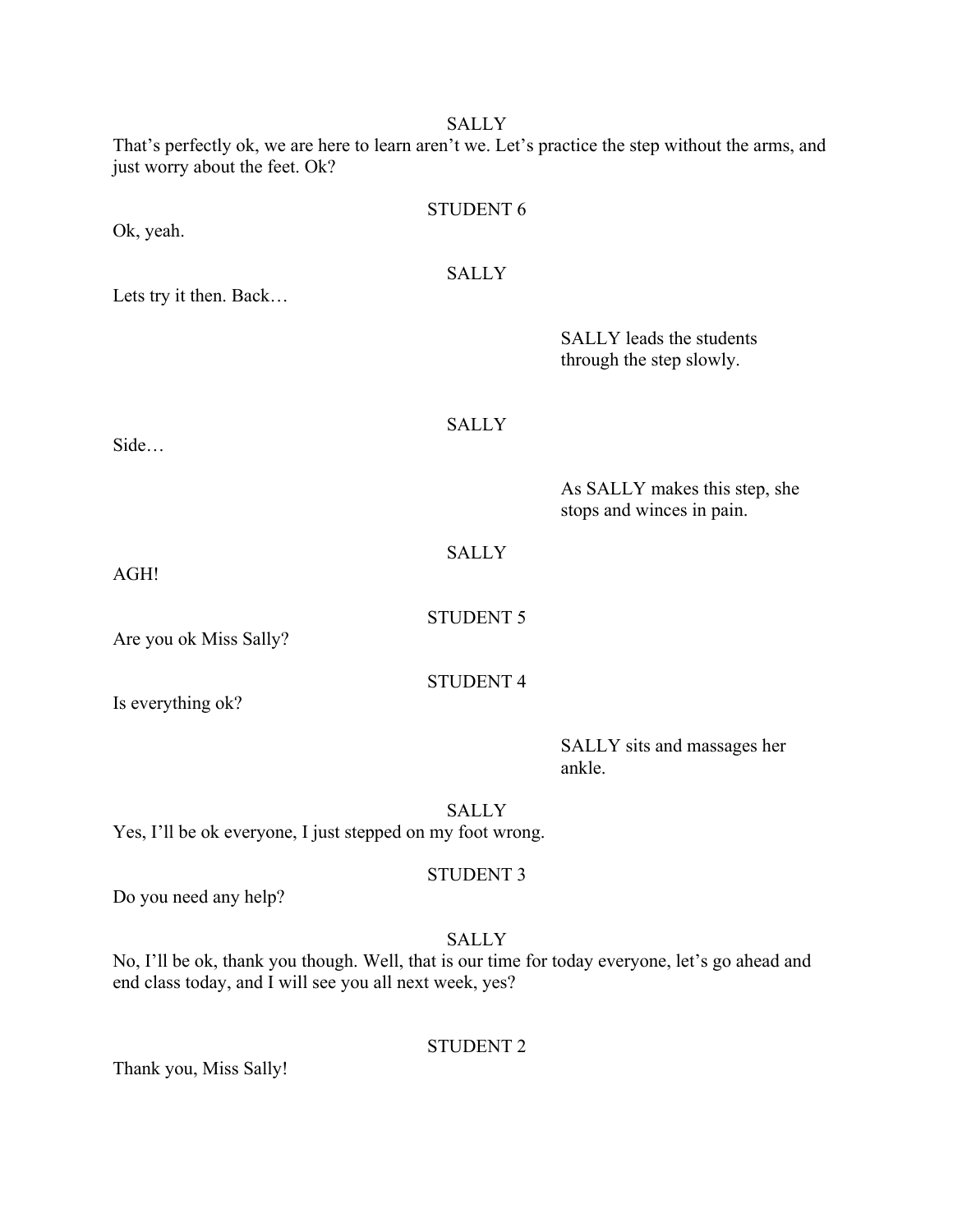SALLY

That's perfectly ok, we are here to learn aren't we. Let's practice the step without the arms, and just worry about the feet. Ok?

STUDENT 6

Ok, yeah.

SALLY

Lets try it then. Back…

*SALLY leads the students through the step slowly.*

SALLY

Side…

*As SALLY makes this step, she stops and winces in pain.*

SALLY

AGH!

STUDENT 5

Are you ok Miss Sally?

STUDENT 4

Is everything ok?

*SALLY sits and massages her ankle.*

SALLY

Yes, I'll be ok everyone, I just stepped on my foot wrong.

STUDENT 3

Do you need any help?

SALLY

No, I'll be ok, thank you though. Well, that is our time for today everyone, let's go ahead and end class today, and I will see you all next week, yes?

STUDENT 2

Thank you, Miss Sally!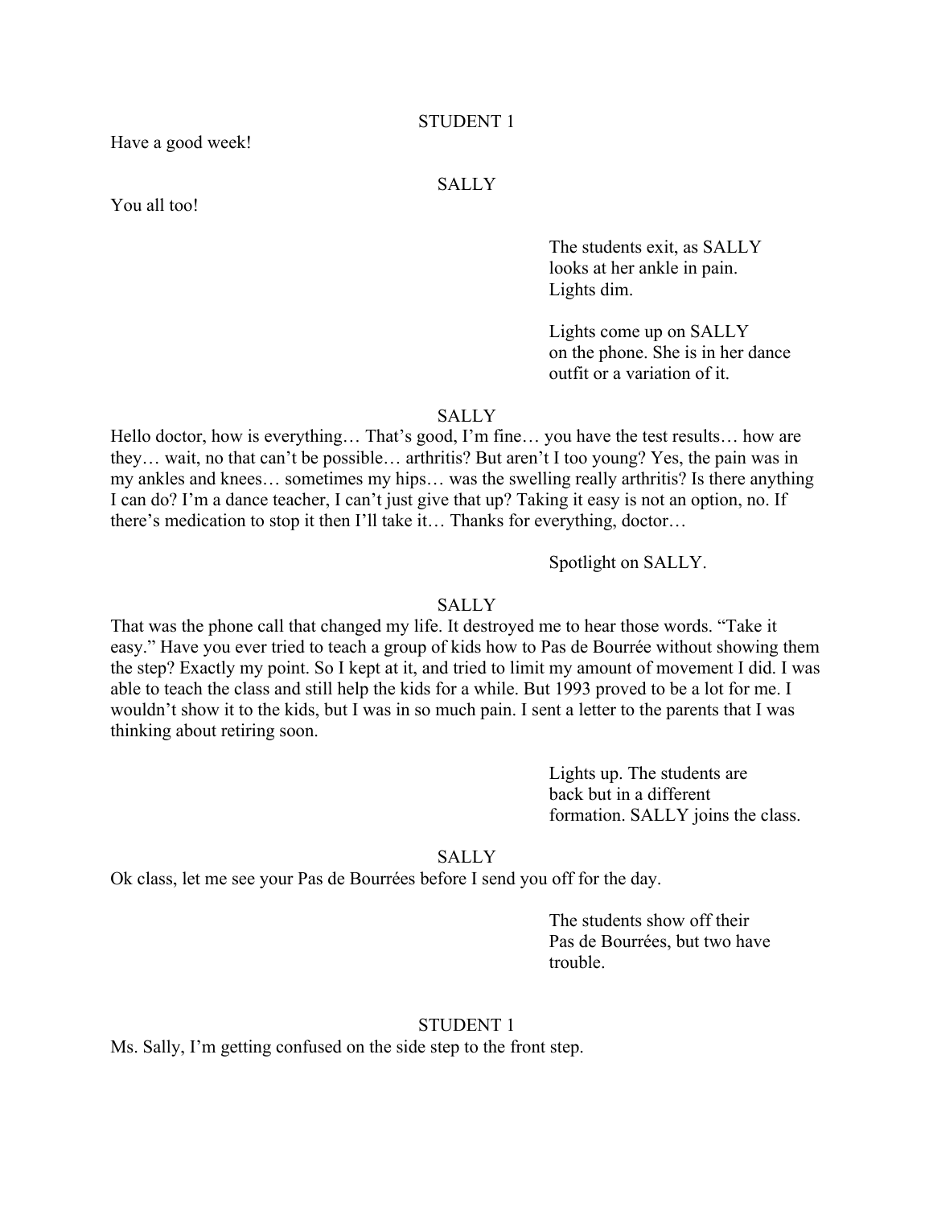STUDENT 1

Have a good week!

SALLY

You all too!

*The students exit, as SALLY looks at her ankle in pain. Lights dim.*

*Lights come up on SALLY on the phone. She is in her dance outfit or a variation of it.*

SALLY

Hello doctor, how is everything… That's good, I'm fine… you have the test results… how are they… wait, no that can't be possible… arthritis? But aren't I too young? Yes, the pain was in my ankles and knees… sometimes my hips… was the swelling really arthritis? Is there anything I can do? I'm a dance teacher, I can't just give that up? Taking it easy is not an option, no. If there's medication to stop it then I'll take it… Thanks for everything, doctor…

*Spotlight on SALLY.*

SALLY

That was the phone call that changed my life. It destroyed me to hear those words. "Take it easy." Have you ever tried to teach a group of kids how to Pas de Bourrée without showing them the step? Exactly my point. So I kept at it, and tried to limit my amount of movement I did. I was able to teach the class and still help the kids for a while. But 1993 proved to be a lot for me. I wouldn't show it to the kids, but I was in so much pain. I sent a letter to the parents that I was thinking about retiring soon.

*Lights up. The students are back but in a different formation. SALLY joins the class.*

SALLY

Ok class, let me see your Pas de Bourrées before I send you off for the day.

*The students show off their Pas de Bourrées, but two have trouble.*

STUDENT 1

Ms. Sally, I'm getting confused on the side step to the front step.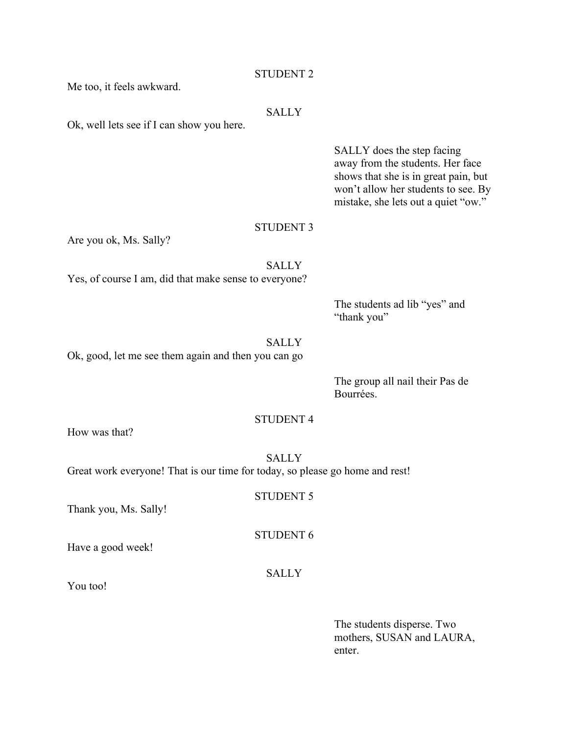STUDENT 2

Me too, it feels awkward.

SALLY

Ok, well lets see if I can show you here.

> SALLY does the step facing away from the students. Her face shows that she is in great pain, but won't allow her students to see. By mistake, she lets out a quiet "ow."

STUDENT 3

Are you ok, Ms. Sally?

SALLY

Yes, of course I am, did that make sense to everyone?

> The students ad lib "yes" and "thank you"

SALLY

Ok, good, let me see them again and then you can go

> The group all nail their Pas de Bourrées.

STUDENT 4

How was that?

SALLY

Great work everyone! That is our time for today, so please go home and rest!

STUDENT 5

Thank you, Ms. Sally!

STUDENT 6

Have a good week!

SALLY

You too!

> The students disperse. Two mothers, SUSAN and LAURA, enter.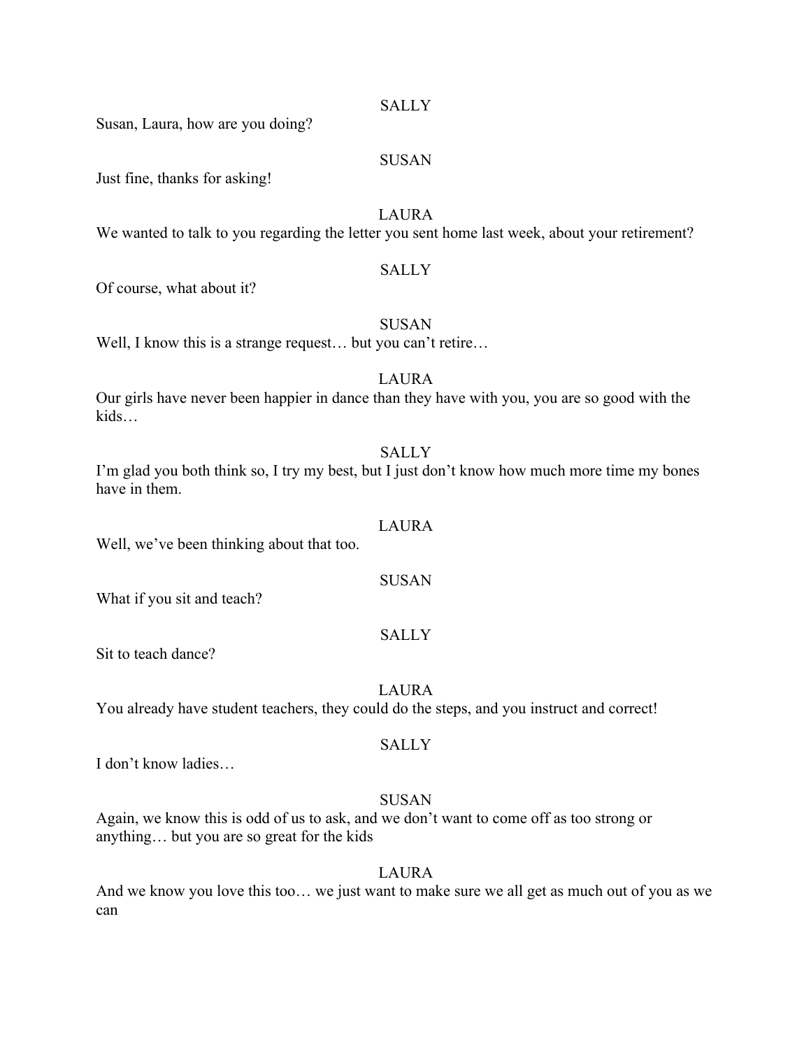SALLY

Susan, Laura, how are you doing?

SUSAN

Just fine, thanks for asking!

LAURA

We wanted to talk to you regarding the letter you sent home last week, about your retirement?

SALLY

Of course, what about it?

SUSAN

Well, I know this is a strange request… but you can't retire…

LAURA

Our girls have never been happier in dance than they have with you, you are so good with the kids…

SALLY

I'm glad you both think so, I try my best, but I just don't know how much more time my bones have in them.

LAURA

Well, we've been thinking about that too.

SUSAN

What if you sit and teach?

SALLY

Sit to teach dance?

LAURA

You already have student teachers, they could do the steps, and you instruct and correct!

SALLY

I don't know ladies…

SUSAN

Again, we know this is odd of us to ask, and we don't want to come off as too strong or anything… but you are so great for the kids

LAURA

And we know you love this too… we just want to make sure we all get as much out of you as we can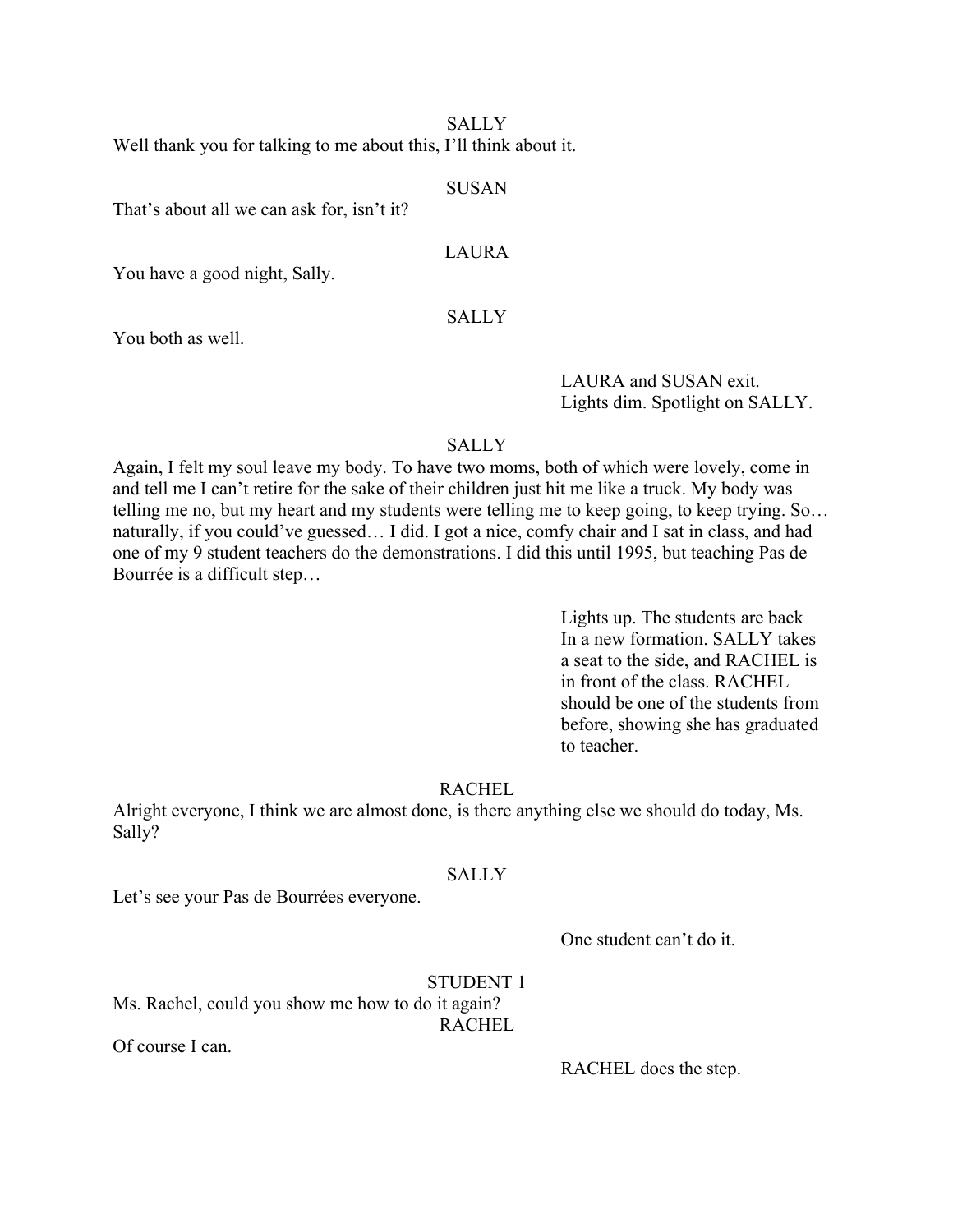SALLY

Well thank you for talking to me about this, I'll think about it.

SUSAN

That's about all we can ask for, isn't it?

LAURA

You have a good night, Sally.

SALLY

You both as well.

LAURA and SUSAN exit.
Lights dim. Spotlight on SALLY.

SALLY

Again, I felt my soul leave my body. To have two moms, both of which were lovely, come in and tell me I can't retire for the sake of their children just hit me like a truck. My body was telling me no, but my heart and my students were telling me to keep going, to keep trying. So… naturally, if you could've guessed… I did. I got a nice, comfy chair and I sat in class, and had one of my 9 student teachers do the demonstrations. I did this until 1995, but teaching Pas de Bourrée is a difficult step…

Lights up. The students are back In a new formation. SALLY takes a seat to the side, and RACHEL is in front of the class. RACHEL should be one of the students from before, showing she has graduated to teacher.

RACHEL

Alright everyone, I think we are almost done, is there anything else we should do today, Ms. Sally?

SALLY

Let's see your Pas de Bourrées everyone.

One student can't do it.

STUDENT 1

Ms. Rachel, could you show me how to do it again?

RACHEL

Of course I can.

RACHEL does the step.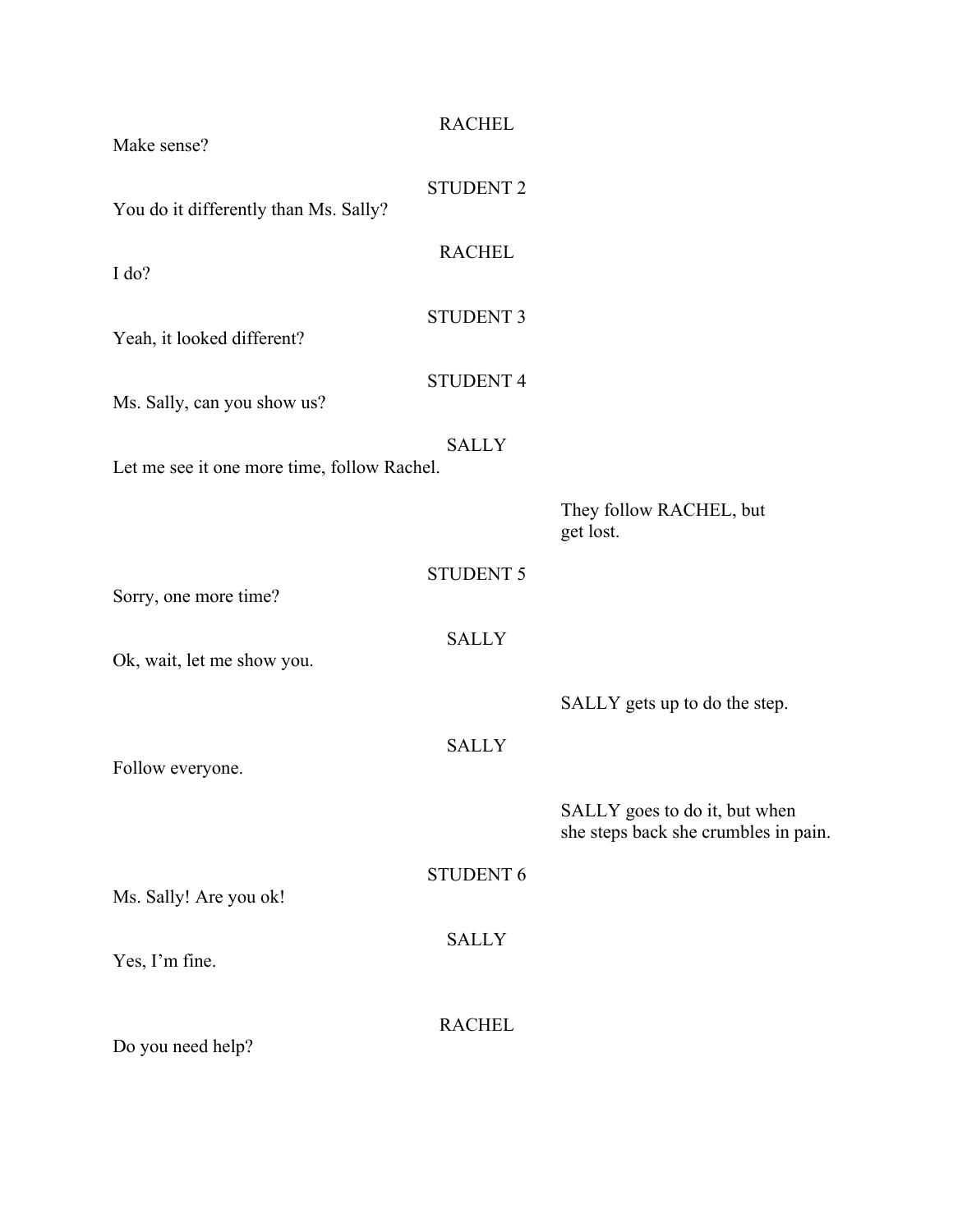RACHEL

Make sense?

STUDENT 2

You do it differently than Ms. Sally?

RACHEL

I do?

STUDENT 3

Yeah, it looked different?

STUDENT 4

Ms. Sally, can you show us?

SALLY

Let me see it one more time, follow Rachel.

*They follow RACHEL, but get lost.*

STUDENT 5

Sorry, one more time?

SALLY

Ok, wait, let me show you.

*SALLY gets up to do the step.*

SALLY

Follow everyone.

*SALLY goes to do it, but when she steps back she crumbles in pain.*

STUDENT 6

Ms. Sally! Are you ok!

SALLY

Yes, I'm fine.

RACHEL

Do you need help?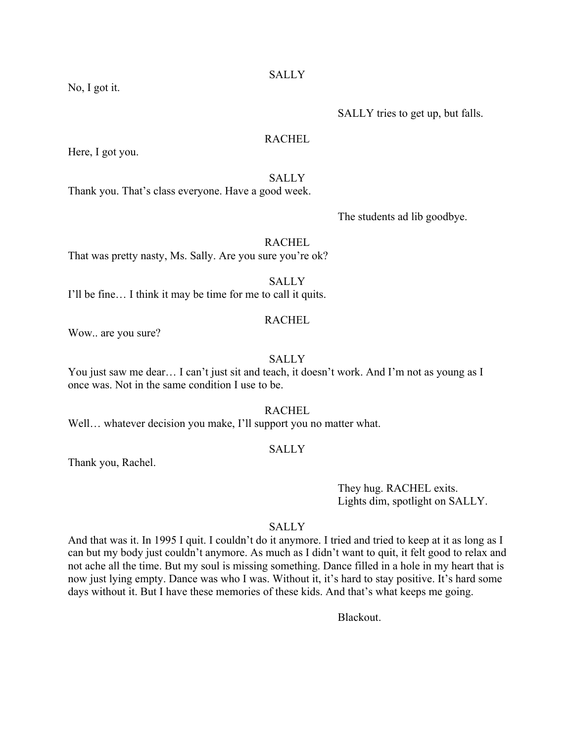SALLY

No, I got it.

SALLY tries to get up, but falls.

RACHEL

Here, I got you.

SALLY

Thank you. That's class everyone. Have a good week.

The students ad lib goodbye.

RACHEL

That was pretty nasty, Ms. Sally. Are you sure you're ok?

SALLY

I'll be fine… I think it may be time for me to call it quits.

RACHEL

Wow.. are you sure?

SALLY

You just saw me dear… I can't just sit and teach, it doesn't work. And I'm not as young as I once was. Not in the same condition I use to be.

RACHEL

Well… whatever decision you make, I'll support you no matter what.

SALLY

Thank you, Rachel.

They hug. RACHEL exits.
Lights dim, spotlight on SALLY.

SALLY

And that was it. In 1995 I quit. I couldn't do it anymore. I tried and tried to keep at it as long as I can but my body just couldn't anymore. As much as I didn't want to quit, it felt good to relax and not ache all the time. But my soul is missing something. Dance filled in a hole in my heart that is now just lying empty. Dance was who I was. Without it, it's hard to stay positive. It's hard some days without it. But I have these memories of these kids. And that's what keeps me going.

Blackout.